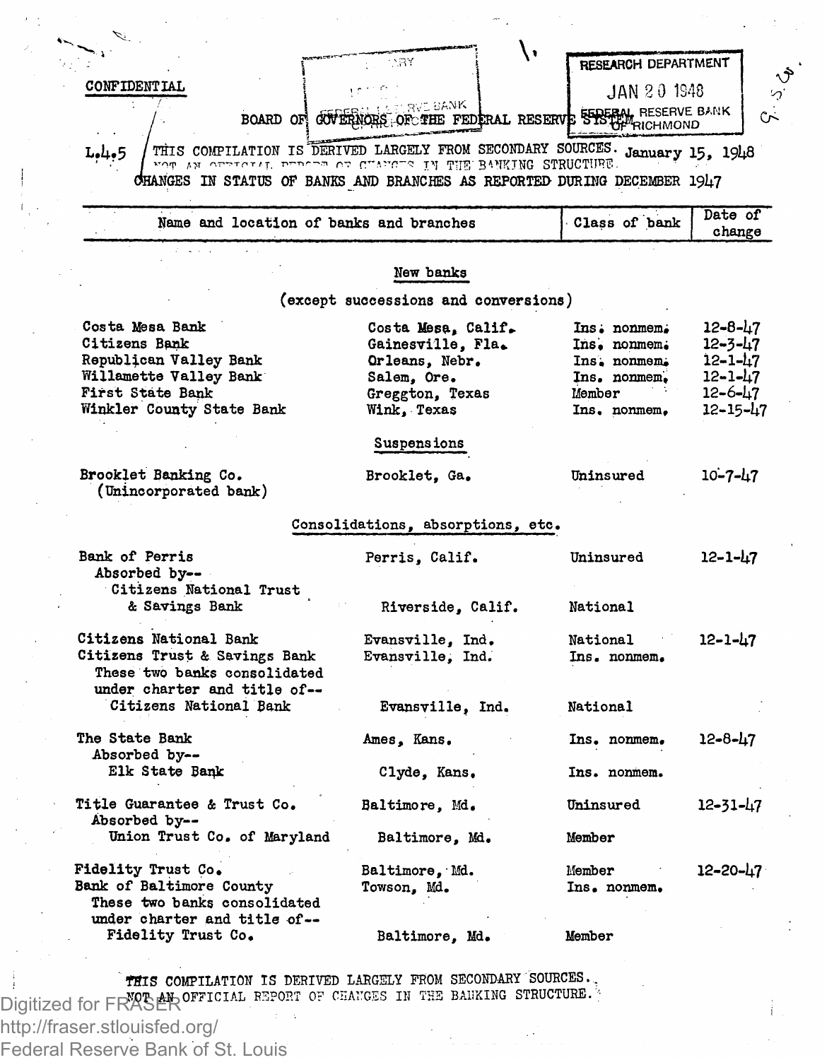CONFIDENTIAL

RESEARCH DEPARTMENT
JAN 20 1948
FEDERAL RESERVE BANK OF RICHMOND

BOARD OF GOVERNORS OF THE FEDERAL RESERVE SYSTEM

L.4.5 THIS COMPILATION IS DERIVED LARGELY FROM SECONDARY SOURCES. NOT AN OFFICIAL REPORT OF CHANGES IN THE BANKING STRUCTURE. January 15, 1948

CHANGES IN STATUS OF BANKS AND BRANCHES AS REPORTED DURING DECEMBER 1947

| Name and location of banks and branches | | Class of bank | Date of change |
|---|---|---|---|
| **New banks** (except successions and conversions) | | | |
| Costa Mesa Bank | Costa Mesa, Calif. | Ins. nonmem. | 12-8-47 |
| Citizens Bank | Gainesville, Fla. | Ins. nonmem. | 12-3-47 |
| Republican Valley Bank | Orleans, Nebr. | Ins. nonmem. | 12-1-47 |
| Willamette Valley Bank | Salem, Ore. | Ins. nonmem. | 12-1-47 |
| First State Bank | Greggton, Texas | Member | 12-6-47 |
| Winkler County State Bank | Wink, Texas | Ins. nonmem. | 12-15-47 |
| **Suspensions** | | | |
| Brooklet Banking Co. (Unincorporated bank) | Brooklet, Ga. | Uninsured | 10-7-47 |
| **Consolidations, absorptions, etc.** | | | |
| Bank of Perris | Perris, Calif. | Uninsured | 12-1-47 |
| Absorbed by-- Citizens National Trust & Savings Bank | Riverside, Calif. | National | |
| Citizens National Bank | Evansville, Ind. | National | 12-1-47 |
| Citizens Trust & Savings Bank | Evansville, Ind. | Ins. nonmem. | |
| These two banks consolidated under charter and title of-- Citizens National Bank | Evansville, Ind. | National | |
| The State Bank | Ames, Kans. | Ins. nonmem. | 12-8-47 |
| Absorbed by-- Elk State Bank | Clyde, Kans. | Ins. nonmem. | |
| Title Guarantee & Trust Co. | Baltimore, Md. | Uninsured | 12-31-47 |
| Absorbed by-- Union Trust Co. of Maryland | Baltimore, Md. | Member | |
| Fidelity Trust Co. | Baltimore, Md. | Member | 12-20-47 |
| Bank of Baltimore County | Towson, Md. | Ins. nonmem. | |
| These two banks consolidated under charter and title of-- Fidelity Trust Co. | Baltimore, Md. | Member | |

THIS COMPILATION IS DERIVED LARGELY FROM SECONDARY SOURCES. NOT AN OFFICIAL REPORT OF CHANGES IN THE BANKING STRUCTURE.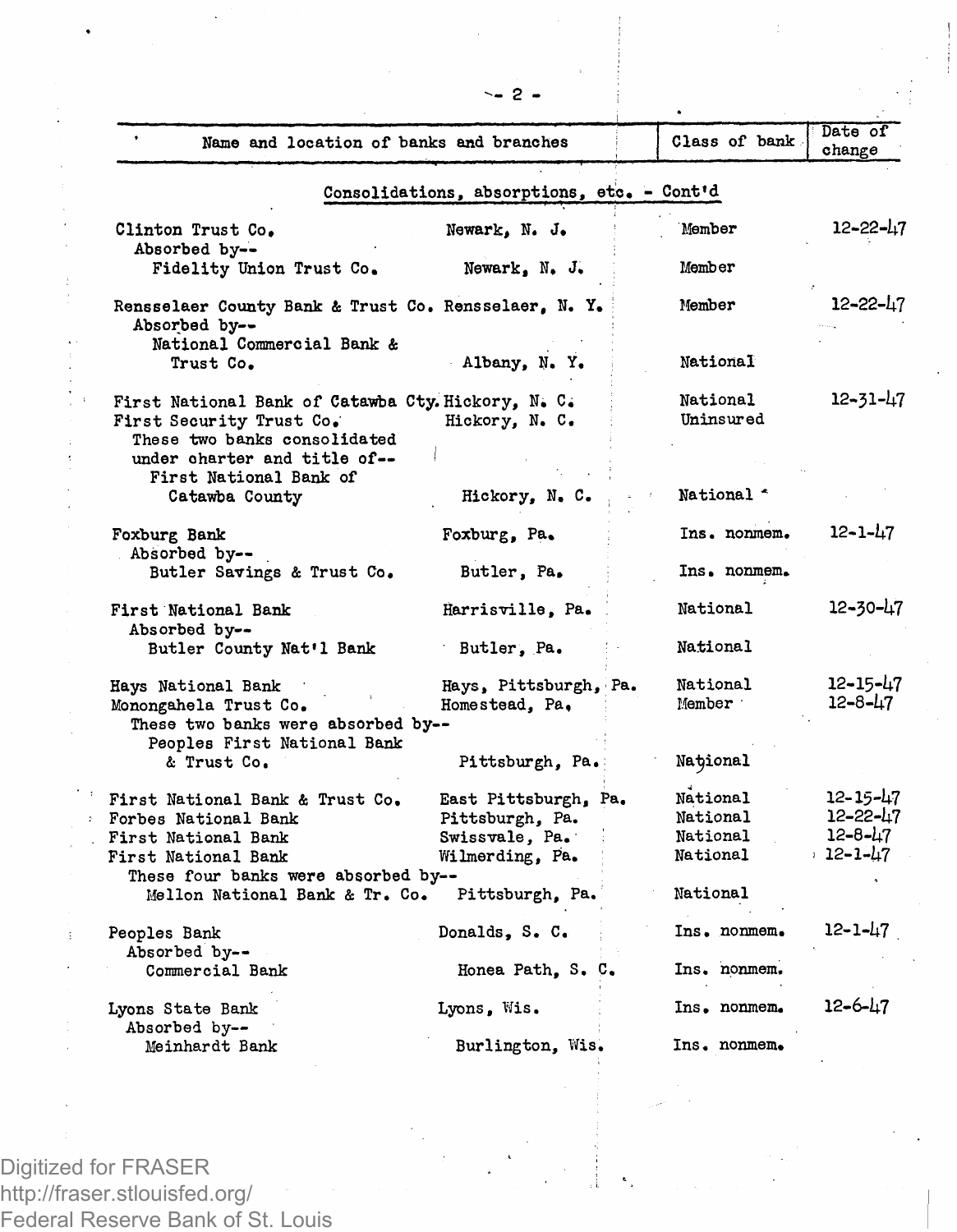| Name and location of banks and branches | | Class of bank | Date of change |
|---|---|---|---|
| **Consolidations, absorptions, etc. - Cont'd** | | | |
| Clinton Trust Co. | Newark, N. J. | Member | 12-22-47 |
| Absorbed by-- | | | |
| Fidelity Union Trust Co. | Newark, N. J. | Member | |
| | | | |
| Rensselaer County Bank & Trust Co. | Rensselaer, N. Y. | Member | 12-22-47 |
| Absorbed by-- | | | |
| National Commercial Bank & Trust Co. | Albany, N. Y. | National | |
| | | | |
| First National Bank of Catawba Cty. | Hickory, N. C. | National | 12-31-47 |
| First Security Trust Co. | Hickory, N. C. | Uninsured | |
| These two banks consolidated under charter and title of-- | | | |
| First National Bank of Catawba County | Hickory, N. C. | National | |
| | | | |
| Foxburg Bank | Foxburg, Pa. | Ins. nonmem. | 12-1-47 |
| Absorbed by-- | | | |
| Butler Savings & Trust Co. | Butler, Pa. | Ins. nonmem. | |
| | | | |
| First National Bank | Harrisville, Pa. | National | 12-30-47 |
| Absorbed by-- | | | |
| Butler County Nat'l Bank | Butler, Pa. | National | |
| | | | |
| Hays National Bank | Hays, Pittsburgh, Pa. | National | 12-15-47 |
| Monongahela Trust Co. | Homestead, Pa. | Member | 12-8-47 |
| These two banks were absorbed by-- | | | |
| Peoples First National Bank & Trust Co. | Pittsburgh, Pa. | National | |
| | | | |
| First National Bank & Trust Co. | East Pittsburgh, Pa. | National | 12-15-47 |
| Forbes National Bank | Pittsburgh, Pa. | National | 12-22-47 |
| First National Bank | Swissvale, Pa. | National | 12-8-47 |
| First National Bank | Wilmerding, Pa. | National | 12-1-47 |
| These four banks were absorbed by-- | | | |
| Mellon National Bank & Tr. Co. | Pittsburgh, Pa. | National | |
| | | | |
| Peoples Bank | Donalds, S. C. | Ins. nonmem. | 12-1-47 |
| Absorbed by-- | | | |
| Commercial Bank | Honea Path, S. C. | Ins. nonmem. | |
| | | | |
| Lyons State Bank | Lyons, Wis. | Ins. nonmem. | 12-6-47 |
| Absorbed by-- | | | |
| Meinhardt Bank | Burlington, Wis. | Ins. nonmem. | |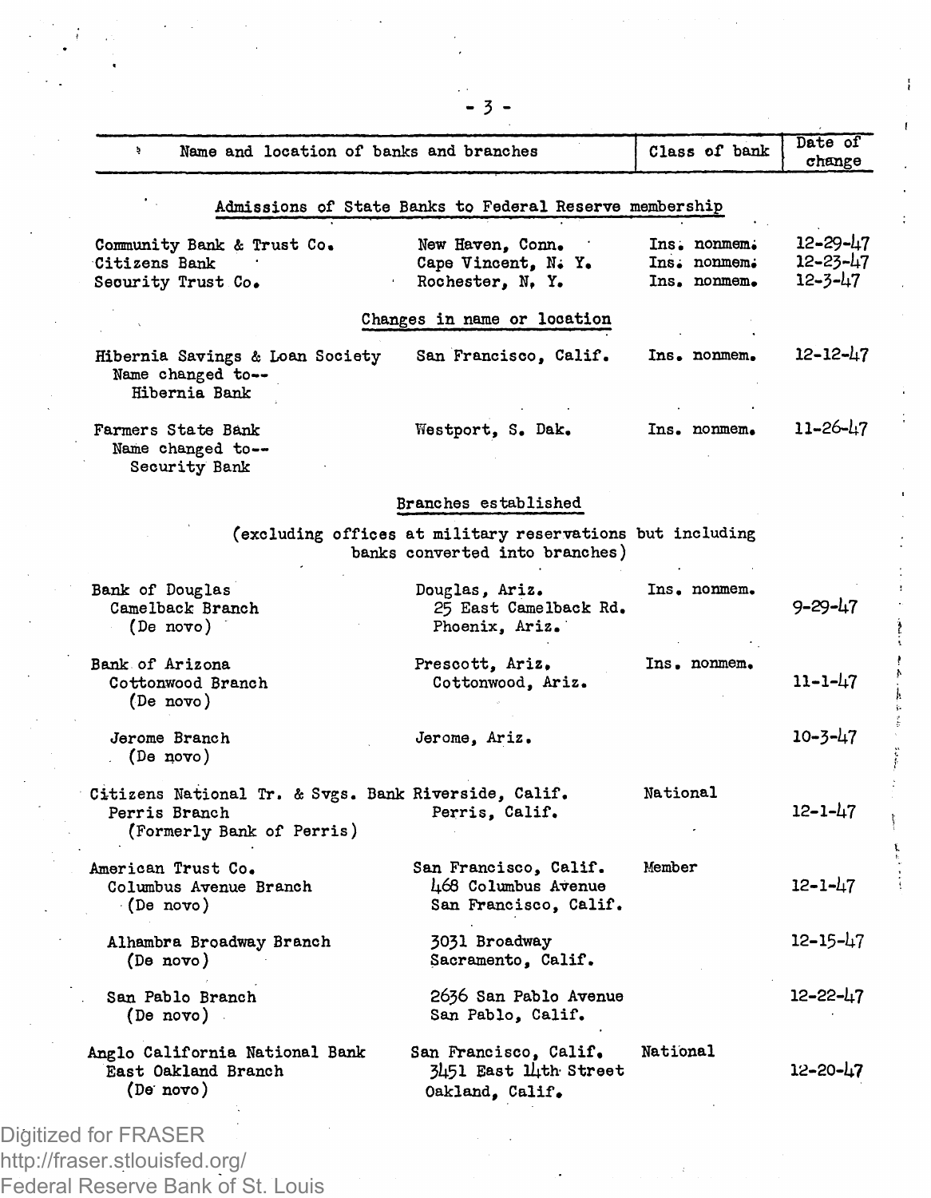| Name and location of banks and branches | | Class of bank | Date of change |
|---|---|---|---|
| **Admissions of State Banks to Federal Reserve membership** | | | |
| Community Bank & Trust Co. | New Haven, Conn. | Ins. nonmem. | 12-29-47 |
| Citizens Bank | Cape Vincent, N. Y. | Ins. nonmem. | 12-23-47 |
| Security Trust Co. | Rochester, N. Y. | Ins. nonmem. | 12-3-47 |
| **Changes in name or location** | | | |
| Hibernia Savings & Loan Society Name changed to-- Hibernia Bank | San Francisco, Calif. | Ins. nonmem. | 12-12-47 |
| Farmers State Bank Name changed to-- Security Bank | Westport, S. Dak. | Ins. nonmem. | 11-26-47 |
| **Branches established** (excluding offices at military reservations but including banks converted into branches) | | | |
| Bank of Douglas | Douglas, Ariz. | Ins. nonmem. | |
| Camelback Branch (De novo) | 25 East Camelback Rd. Phoenix, Ariz. | | 9-29-47 |
| Bank of Arizona | Prescott, Ariz. | Ins. nonmem. | |
| Cottonwood Branch (De novo) | Cottonwood, Ariz. | | 11-1-47 |
| Jerome Branch (De novo) | Jerome, Ariz. | | 10-3-47 |
| Citizens National Tr. & Svgs. Bank | Riverside, Calif. | National | |
| Perris Branch (Formerly Bank of Perris) | Perris, Calif. | | 12-1-47 |
| American Trust Co. | San Francisco, Calif. | Member | |
| Columbus Avenue Branch (De novo) | 468 Columbus Avenue San Francisco, Calif. | | 12-1-47 |
| Alhambra Broadway Branch (De novo) | 3031 Broadway Sacramento, Calif. | | 12-15-47 |
| San Pablo Branch (De novo) | 2636 San Pablo Avenue San Pablo, Calif. | | 12-22-47 |
| Anglo California National Bank | San Francisco, Calif. | National | |
| East Oakland Branch (De novo) | 3451 East 14th Street Oakland, Calif. | | 12-20-47 |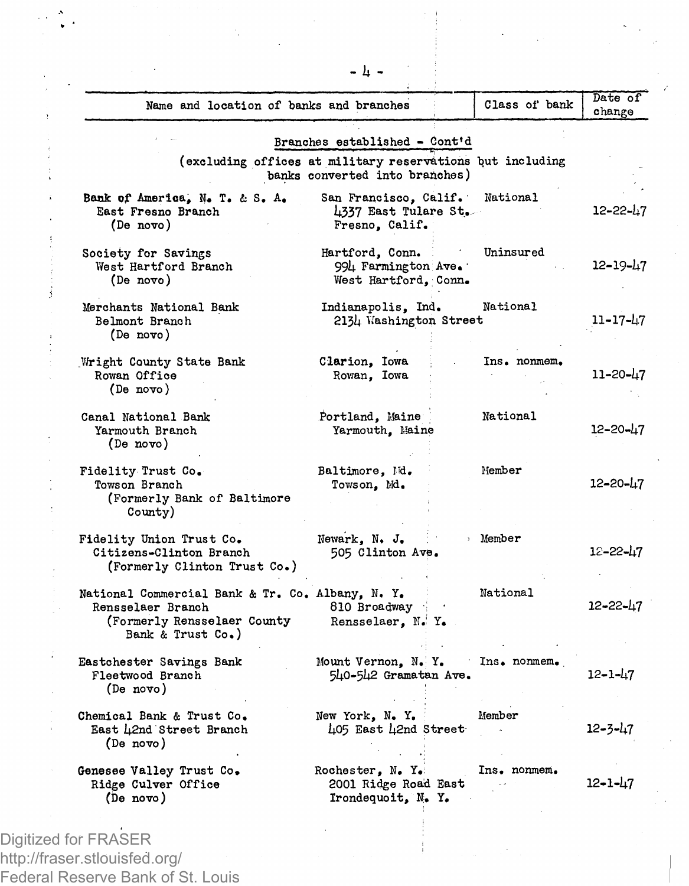| Name and location of banks and branches | | Class of bank | Date of change |
|---|---|---|---|
| **Branches established - Cont'd** (excluding offices at military reservations but including banks converted into branches) | | | |
| Bank of America, N. T. & S. A. East Fresno Branch (De novo) | San Francisco, Calif. 4337 East Tulare St. Fresno, Calif. | National | 12-22-47 |
| Society for Savings West Hartford Branch (De novo) | Hartford, Conn. 994 Farmington Ave. West Hartford, Conn. | Uninsured | 12-19-47 |
| Merchants National Bank Belmont Branch (De novo) | Indianapolis, Ind. 2134 Washington Street | National | 11-17-47 |
| Wright County State Bank Rowan Office (De novo) | Clarion, Iowa Rowan, Iowa | Ins. nonmem. | 11-20-47 |
| Canal National Bank Yarmouth Branch (De novo) | Portland, Maine Yarmouth, Maine | National | 12-20-47 |
| Fidelity Trust Co. Towson Branch (Formerly Bank of Baltimore County) | Baltimore, Md. Towson, Md. | Member | 12-20-47 |
| Fidelity Union Trust Co. Citizens-Clinton Branch (Formerly Clinton Trust Co.) | Newark, N. J. 505 Clinton Ave. | Member | 12-22-47 |
| National Commercial Bank & Tr. Co. Rensselaer Branch (Formerly Rensselaer County Bank & Trust Co.) | Albany, N. Y. 810 Broadway Rensselaer, N. Y. | National | 12-22-47 |
| Eastchester Savings Bank Fleetwood Branch (De novo) | Mount Vernon, N. Y. 540-542 Gramatan Ave. | Ins. nonmem. | 12-1-47 |
| Chemical Bank & Trust Co. East 42nd Street Branch (De novo) | New York, N. Y. 405 East 42nd Street | Member | 12-3-47 |
| Genesee Valley Trust Co. Ridge Culver Office (De novo) | Rochester, N. Y. 2001 Ridge Road East Irondequoit, N. Y. | Ins. nonmem. | 12-1-47 |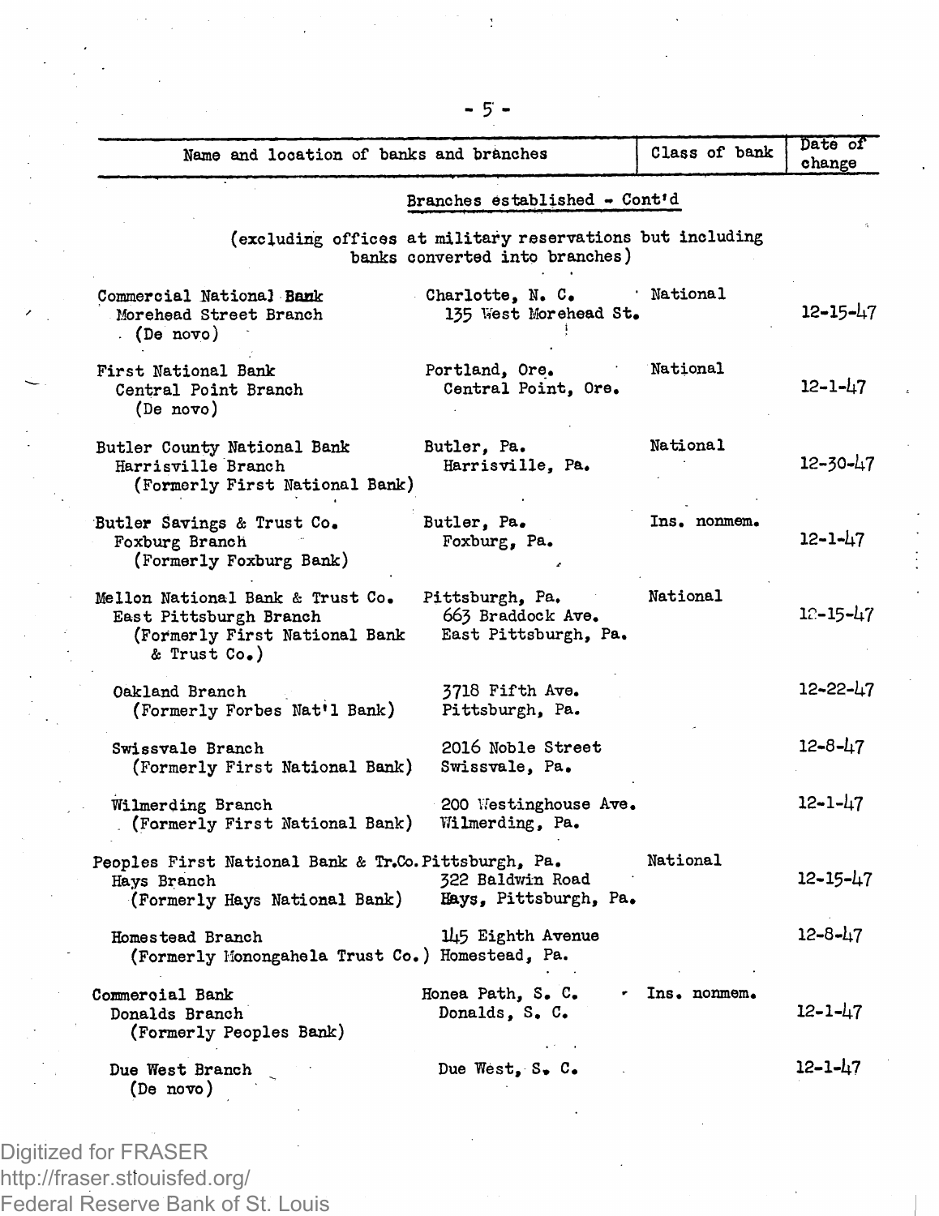| Name and location of banks and branches | | Class of bank | Date of change |
|---|---|---|---|
| **Branches established - Cont'd** | | | |
| (excluding offices at military reservations but including banks converted into branches) | | | |
| Commercial National Bank<br>Morehead Street Branch<br>(De novo) | Charlotte, N. C.<br>135 West Morehead St. | National | 12-15-47 |
| First National Bank<br>Central Point Branch<br>(De novo) | Portland, Ore.<br>Central Point, Ore. | National | 12-1-47 |
| Butler County National Bank<br>Harrisville Branch<br>(Formerly First National Bank) | Butler, Pa.<br>Harrisville, Pa. | National | 12-30-47 |
| Butler Savings & Trust Co.<br>Foxburg Branch<br>(Formerly Foxburg Bank) | Butler, Pa.<br>Foxburg, Pa. | Ins. nonmem. | 12-1-47 |
| Mellon National Bank & Trust Co.<br>East Pittsburgh Branch<br>(Formerly First National Bank & Trust Co.) | Pittsburgh, Pa.<br>663 Braddock Ave.<br>East Pittsburgh, Pa. | National | 12-15-47 |
| Oakland Branch<br>(Formerly Forbes Nat'l Bank) | 3718 Fifth Ave.<br>Pittsburgh, Pa. | | 12-22-47 |
| Swissvale Branch<br>(Formerly First National Bank) | 2016 Noble Street<br>Swissvale, Pa. | | 12-8-47 |
| Wilmerding Branch<br>(Formerly First National Bank) | 200 Westinghouse Ave.<br>Wilmerding, Pa. | | 12-1-47 |
| Peoples First National Bank & Tr.Co.<br>Hays Branch<br>(Formerly Hays National Bank) | Pittsburgh, Pa.<br>322 Baldwin Road<br>Hays, Pittsburgh, Pa. | National | 12-15-47 |
| Homestead Branch<br>(Formerly Monongahela Trust Co.) | 145 Eighth Avenue<br>Homestead, Pa. | | 12-8-47 |
| Commercial Bank<br>Donalds Branch<br>(Formerly Peoples Bank) | Honea Path, S. C.<br>Donalds, S. C. | Ins. nonmem. | 12-1-47 |
| Due West Branch<br>(De novo) | Due West, S. C. | | 12-1-47 |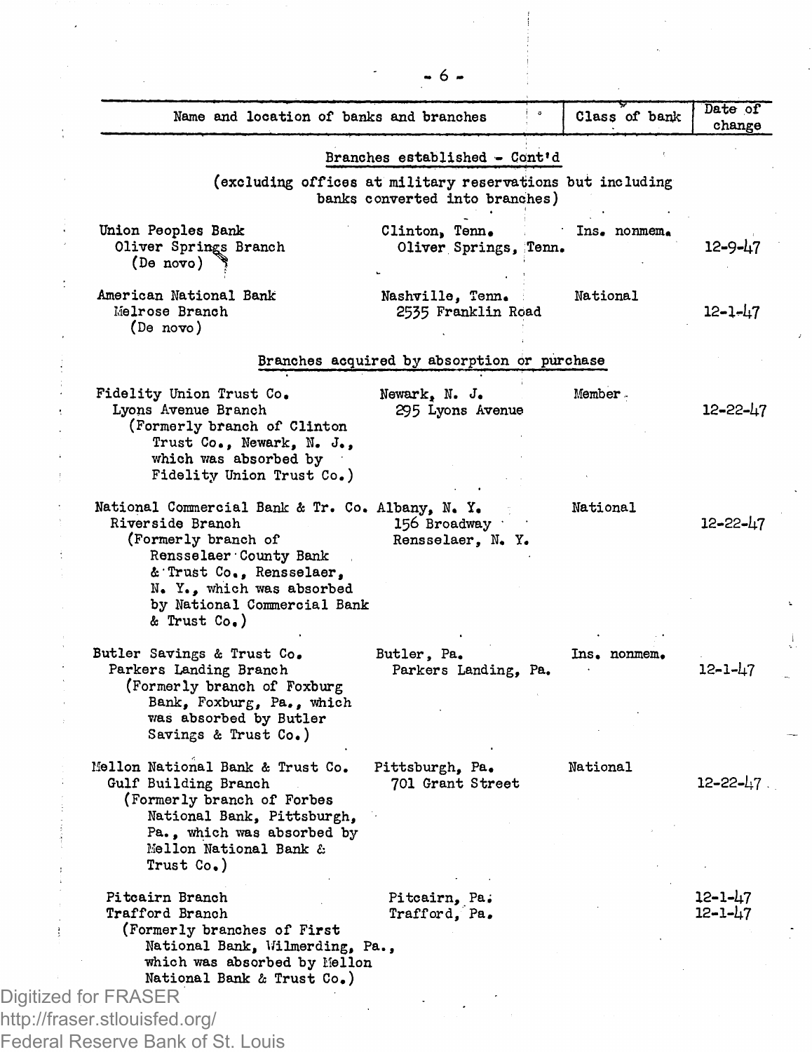| Name and location of banks and branches | | Class of bank | Date of change |
|---|---|---|---|
| **Branches established - Cont'd** | | | |
| (excluding offices at military reservations but including banks converted into branches) | | | |
| Union Peoples Bank | Clinton, Tenn. | Ins. nonmem. | |
| Oliver Springs Branch (De novo) | Oliver Springs, Tenn. | | 12-9-47 |
| American National Bank | Nashville, Tenn. | National | |
| Melrose Branch (De novo) | 2535 Franklin Road | | 12-1-47 |
| **Branches acquired by absorption or purchase** | | | |
| Fidelity Union Trust Co. | Newark, N. J. | Member | |
| Lyons Avenue Branch (Formerly branch of Clinton Trust Co., Newark, N. J., which was absorbed by Fidelity Union Trust Co.) | 295 Lyons Avenue | | 12-22-47 |
| National Commercial Bank & Tr. Co. | Albany, N. Y. | National | |
| Riverside Branch (Formerly branch of Rensselaer County Bank & Trust Co., Rensselaer, N. Y., which was absorbed by National Commercial Bank & Trust Co.) | 156 Broadway Rensselaer, N. Y. | | 12-22-47 |
| Butler Savings & Trust Co. | Butler, Pa. | Ins. nonmem. | |
| Parkers Landing Branch (Formerly branch of Foxburg Bank, Foxburg, Pa., which was absorbed by Butler Savings & Trust Co.) | Parkers Landing, Pa. | | 12-1-47 |
| Mellon National Bank & Trust Co. | Pittsburgh, Pa. | National | |
| Gulf Building Branch (Formerly branch of Forbes National Bank, Pittsburgh, Pa., which was absorbed by Mellon National Bank & Trust Co.) | 701 Grant Street | | 12-22-47 |
| Pitcairn Branch | Pitcairn, Pa. | | 12-1-47 |
| Trafford Branch (Formerly branches of First National Bank, Wilmerding, Pa., which was absorbed by Mellon National Bank & Trust Co.) | Trafford, Pa. | | 12-1-47 |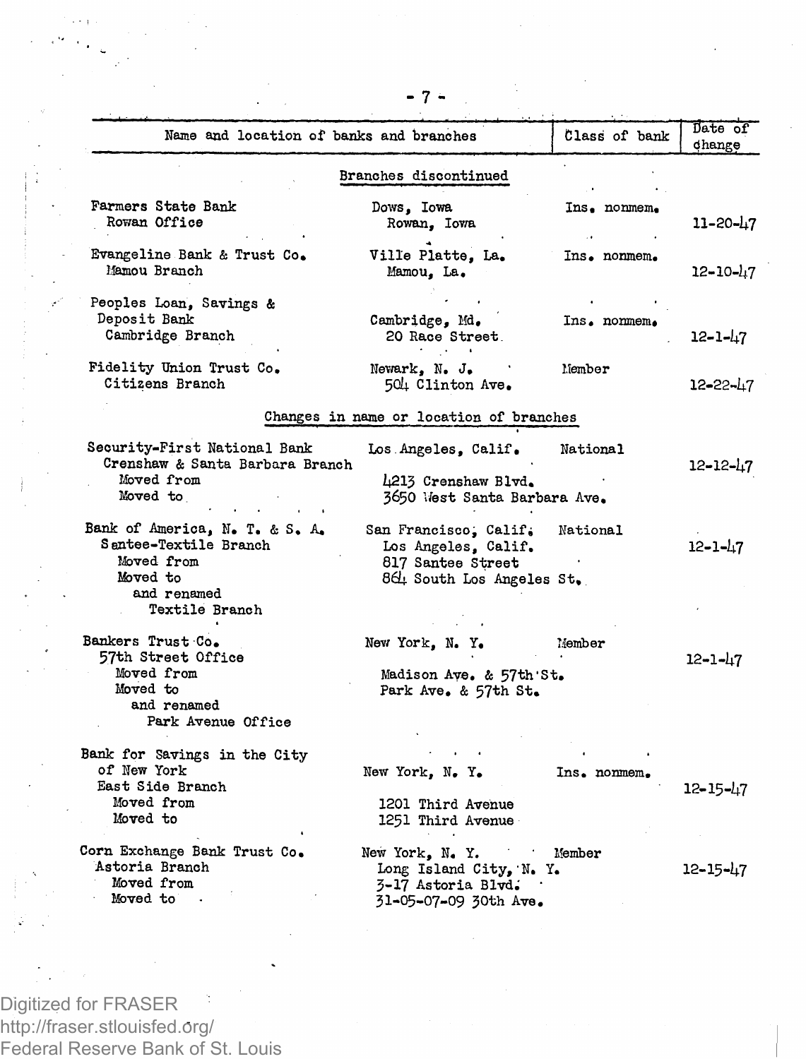| Name and location of banks and branches | | Class of bank | Date of change |
|---|---|---|---|
| | **Branches discontinued** | | |
| Farmers State Bank | Dows, Iowa | Ins. nonmem. | |
| Rowan Office | Rowan, Iowa | | 11-20-47 |
| Evangeline Bank & Trust Co. | Ville Platte, La. | Ins. nonmem. | |
| Mamou Branch | Mamou, La. | | 12-10-47 |
| Peoples Loan, Savings & Deposit Bank | Cambridge, Md. | Ins. nonmem. | |
| Cambridge Branch | 20 Race Street | | 12-1-47 |
| Fidelity Union Trust Co. | Newark, N. J. | Member | |
| Citizens Branch | 504 Clinton Ave. | | 12-22-47 |
| | **Changes in name or location of branches** | | |
| Security-First National Bank | Los Angeles, Calif. | National | |
| Crenshaw & Santa Barbara Branch | | | 12-12-47 |
| Moved from | 4213 Crenshaw Blvd. | | |
| Moved to | 3650 West Santa Barbara Ave. | | |
| Bank of America, N. T. & S. A. | San Francisco, Calif. | National | |
| Santee-Textile Branch | Los Angeles, Calif. | | 12-1-47 |
| Moved from | 817 Santee Street | | |
| Moved to and renamed Textile Branch | 864 South Los Angeles St. | | |
| Bankers Trust Co. | New York, N. Y. | Member | |
| 57th Street Office | | | 12-1-47 |
| Moved from | Madison Ave. & 57th St. | | |
| Moved to and renamed Park Avenue Office | Park Ave. & 57th St. | | |
| Bank for Savings in the City of New York | New York, N. Y. | Ins. nonmem. | |
| East Side Branch | | | 12-15-47 |
| Moved from | 1201 Third Avenue | | |
| Moved to | 1251 Third Avenue | | |
| Corn Exchange Bank Trust Co. | New York, N. Y. | Member | |
| Astoria Branch | Long Island City, N. Y. | | 12-15-47 |
| Moved from | 3-17 Astoria Blvd. | | |
| Moved to | 31-05-07-09 30th Ave. | | |